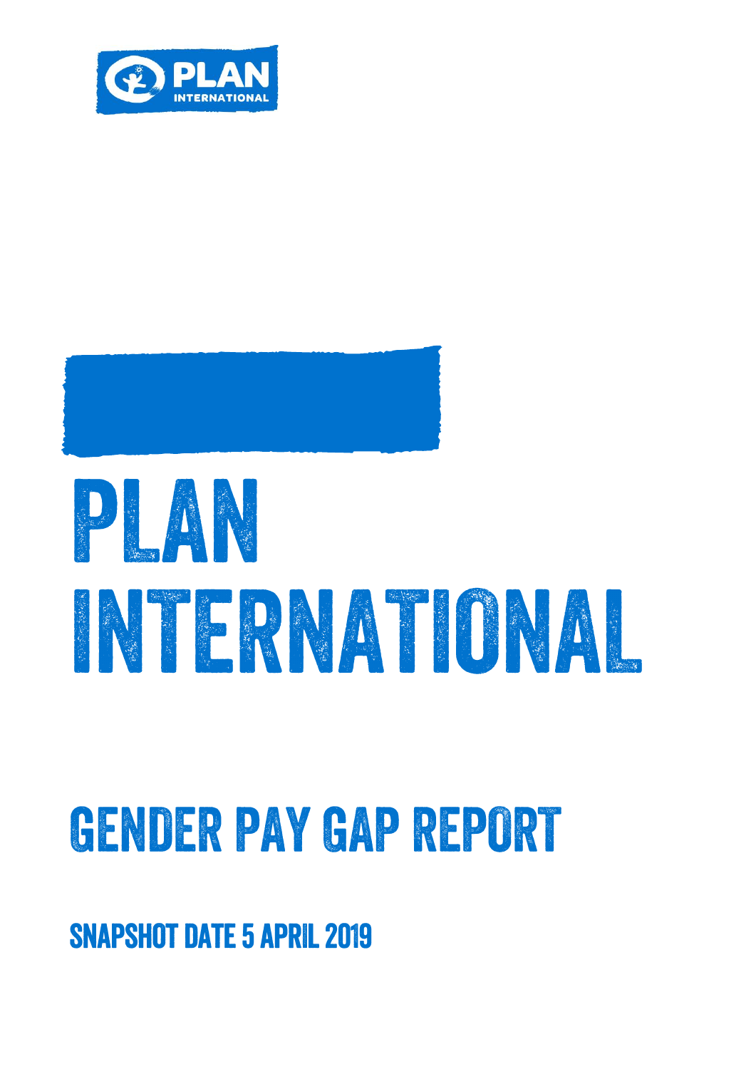# PLAN INTERNATIONAL

## GENDER PAY GAP REPORT

### SNAPSHOT DATE 5 APRIL 2019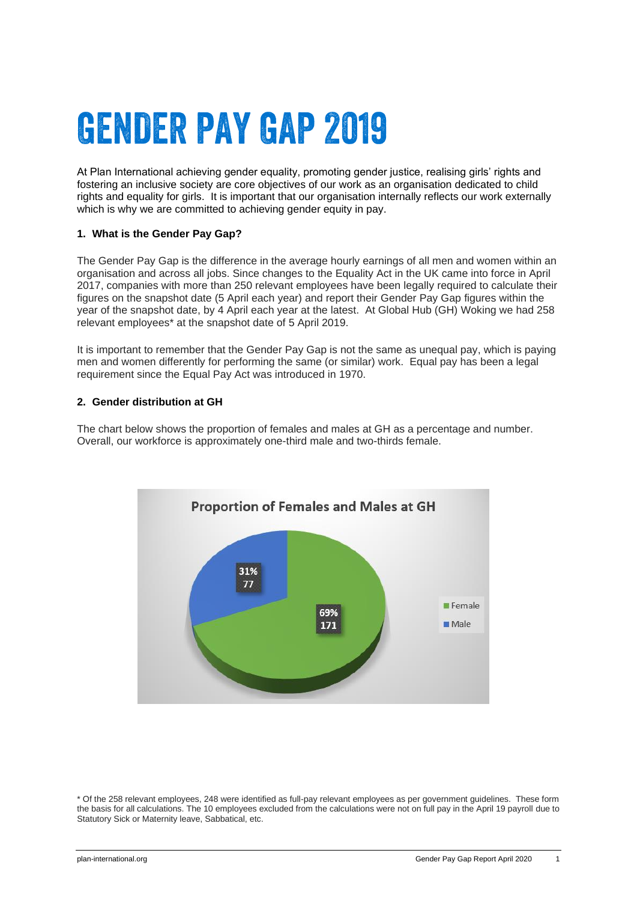# GENDER PAY GAP 2019

At Plan International achieving gender equality, promoting gender justice, realising girls' rights and fostering an inclusive society are core objectives of our work as an organisation dedicated to child rights and equality for girls. It is important that our organisation internally reflects our work externally which is why we are committed to achieving gender equity in pay.

**1. What is the Gender Pay Gap?**

The Gender Pay Gap is the difference in the average hourly earnings of all men and women within an organisation and across all jobs. Since changes to the Equality Act in the UK came into force in April 2017, companies with more than 250 relevant employees have been legally required to calculate their figures on the snapshot date (5 April each year) and report their Gender Pay Gap figures within the year of the snapshot date, by 4 April each year at the latest. At Global Hub (GH) Woking we had 258 relevant employees* at the snapshot date of 5 April 2019.

It is important to remember that the Gender Pay Gap is not the same as unequal pay, which is paying men and women differently for performing the same (or similar) work. Equal pay has been a legal requirement since the Equal Pay Act was introduced in 1970.

**2. Gender distribution at GH**

The chart below shows the proportion of females and males at GH as a percentage and number. Overall, our workforce is approximately one-third male and two-thirds female.

**Proportion of Females and Males at GH**

| Gender | Percentage | Number |
|---|---|---|
| Female | 69% | 171 |
| Male | 31% | 77 |

* Of the 258 relevant employees, 248 were identified as full-pay relevant employees as per government guidelines. These form the basis for all calculations. The 10 employees excluded from the calculations were not on full pay in the April 19 payroll due to Statutory Sick or Maternity leave, Sabbatical, etc.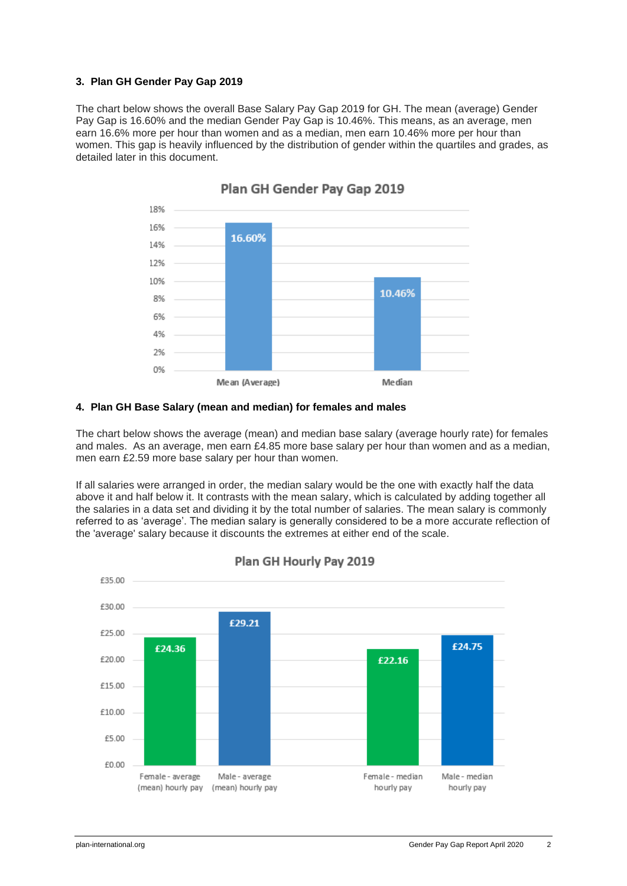## 3. Plan GH Gender Pay Gap 2019

The chart below shows the overall Base Salary Pay Gap 2019 for GH. The mean (average) Gender Pay Gap is 16.60% and the median Gender Pay Gap is 10.46%. This means, as an average, men earn 16.6% more per hour than women and as a median, men earn 10.46% more per hour than women. This gap is heavily influenced by the distribution of gender within the quartiles and grades, as detailed later in this document.

**Plan GH Gender Pay Gap 2019**

| | Mean (Average) | Median |
|---|---|---|
| Gender Pay Gap | 16.60% | 10.46% |

## 4. Plan GH Base Salary (mean and median) for females and males

The chart below shows the average (mean) and median base salary (average hourly rate) for females and males. As an average, men earn £4.85 more base salary per hour than women and as a median, men earn £2.59 more base salary per hour than women.

If all salaries were arranged in order, the median salary would be the one with exactly half the data above it and half below it. It contrasts with the mean salary, which is calculated by adding together all the salaries in a data set and dividing it by the total number of salaries. The mean salary is commonly referred to as 'average'. The median salary is generally considered to be a more accurate reflection of the 'average' salary because it discounts the extremes at either end of the scale.

**Plan GH Hourly Pay 2019**

| Female - average (mean) hourly pay | Male - average (mean) hourly pay | Female - median hourly pay | Male - median hourly pay |
|---|---|---|---|
| £24.36 | £29.21 | £22.16 | £24.75 |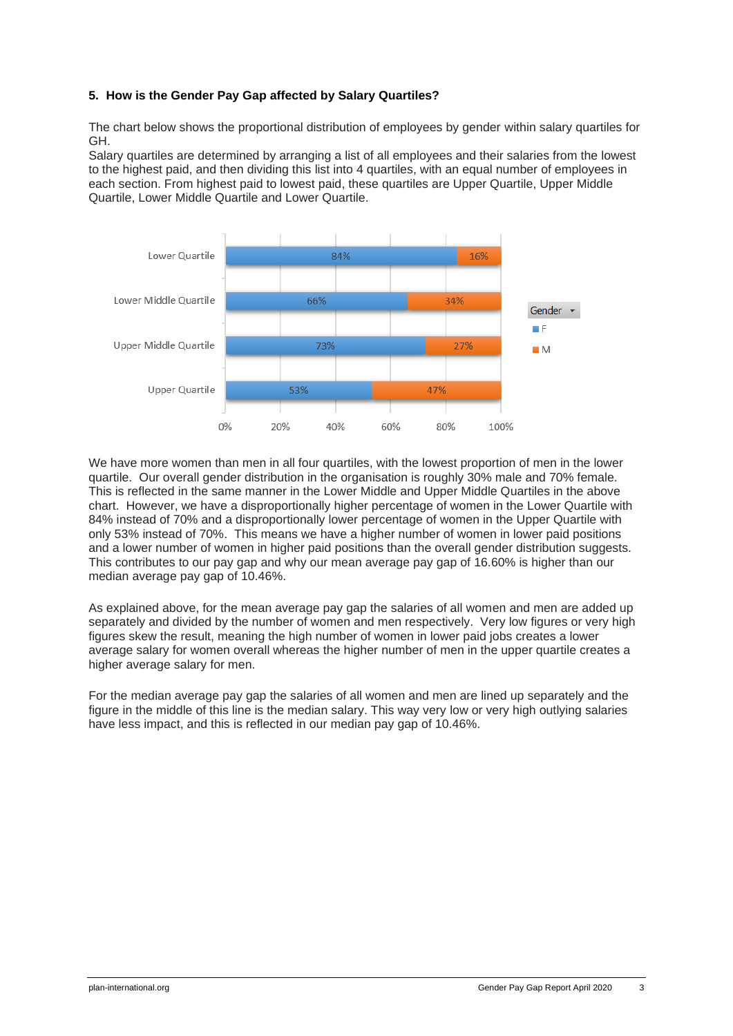**5. How is the Gender Pay Gap affected by Salary Quartiles?**

The chart below shows the proportional distribution of employees by gender within salary quartiles for GH.
Salary quartiles are determined by arranging a list of all employees and their salaries from the lowest to the highest paid, and then dividing this list into 4 quartiles, with an equal number of employees in each section. From highest paid to lowest paid, these quartiles are Upper Quartile, Upper Middle Quartile, Lower Middle Quartile and Lower Quartile.

| Quartile | F | M |
|---|---|---|
| Lower Quartile | 84% | 16% |
| Lower Middle Quartile | 66% | 34% |
| Upper Middle Quartile | 73% | 27% |
| Upper Quartile | 53% | 47% |

We have more women than men in all four quartiles, with the lowest proportion of men in the lower quartile. Our overall gender distribution in the organisation is roughly 30% male and 70% female. This is reflected in the same manner in the Lower Middle and Upper Middle Quartiles in the above chart. However, we have a disproportionally higher percentage of women in the Lower Quartile with 84% instead of 70% and a disproportionally lower percentage of women in the Upper Quartile with only 53% instead of 70%. This means we have a higher number of women in lower paid positions and a lower number of women in higher paid positions than the overall gender distribution suggests. This contributes to our pay gap and why our mean average pay gap of 16.60% is higher than our median average pay gap of 10.46%.

As explained above, for the mean average pay gap the salaries of all women and men are added up separately and divided by the number of women and men respectively. Very low figures or very high figures skew the result, meaning the high number of women in lower paid jobs creates a lower average salary for women overall whereas the higher number of men in the upper quartile creates a higher average salary for men.

For the median average pay gap the salaries of all women and men are lined up separately and the figure in the middle of this line is the median salary. This way very low or very high outlying salaries have less impact, and this is reflected in our median pay gap of 10.46%.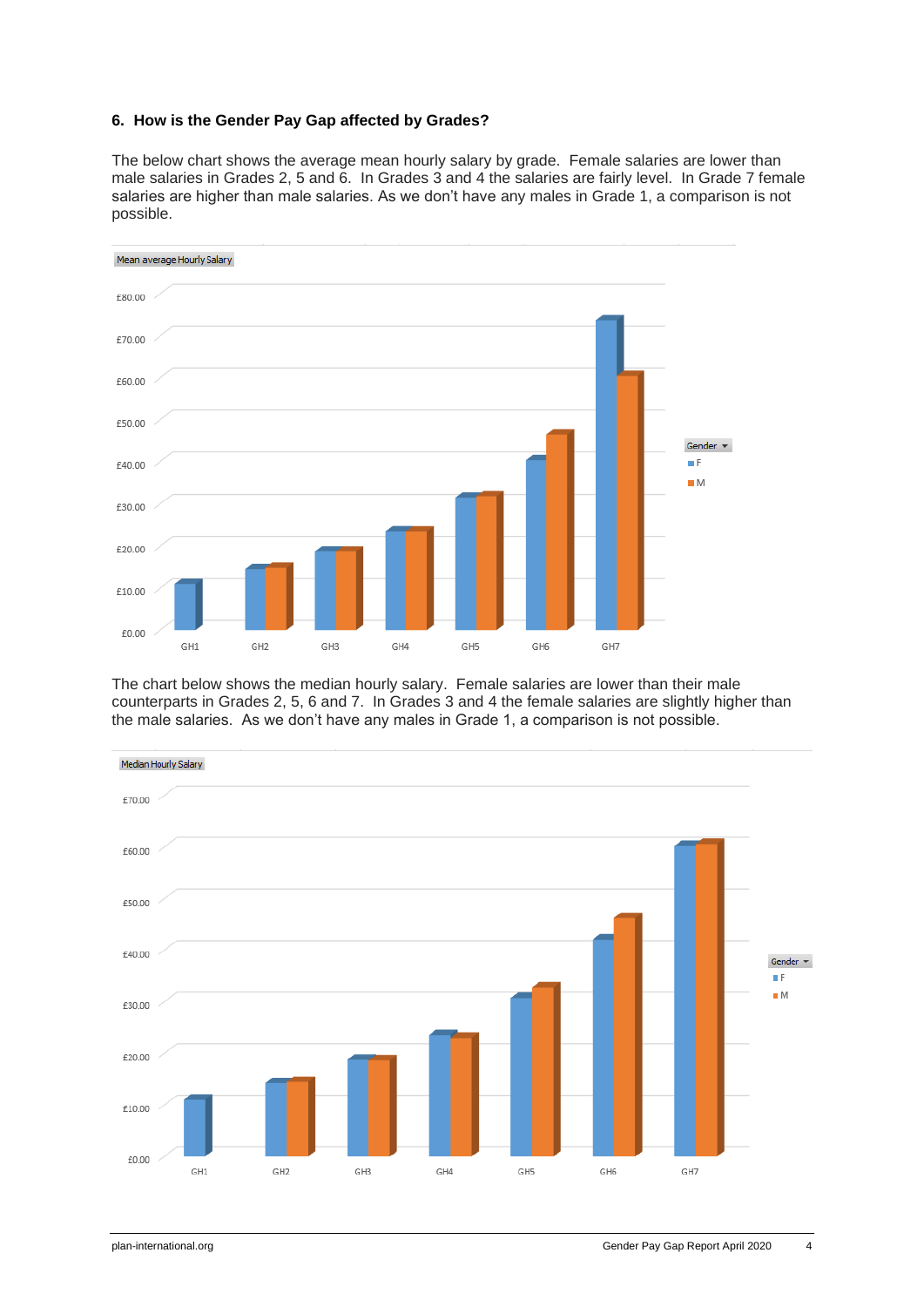## 6. How is the Gender Pay Gap affected by Grades?

The below chart shows the average mean hourly salary by grade. Female salaries are lower than male salaries in Grades 2, 5 and 6. In Grades 3 and 4 the salaries are fairly level. In Grade 7 female salaries are higher than male salaries. As we don't have any males in Grade 1, a comparison is not possible.

Mean average Hourly Salary

The chart below shows the median hourly salary. Female salaries are lower than their male counterparts in Grades 2, 5, 6 and 7. In Grades 3 and 4 the female salaries are slightly higher than the male salaries. As we don't have any males in Grade 1, a comparison is not possible.

Median Hourly Salary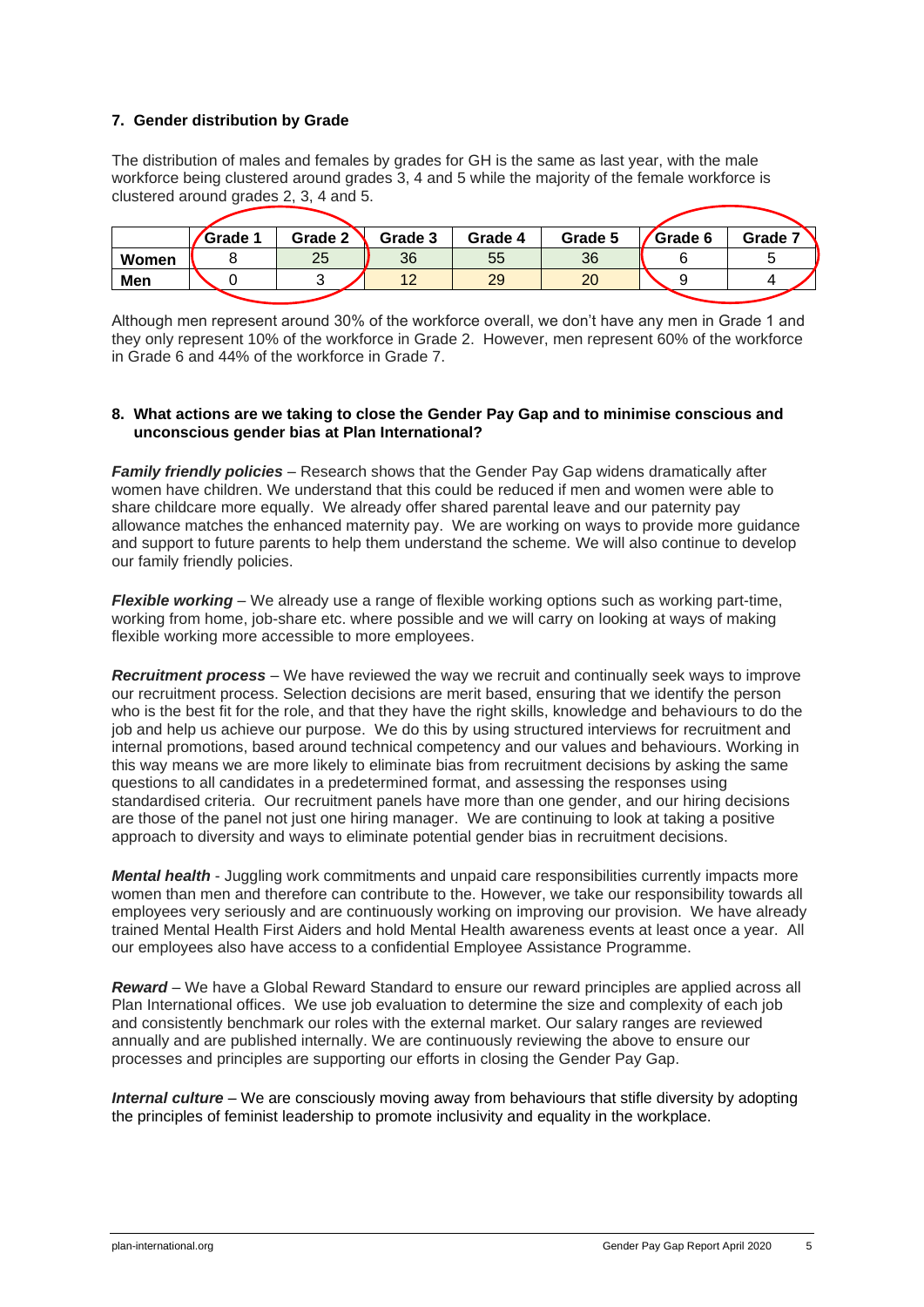## 7. Gender distribution by Grade

The distribution of males and females by grades for GH is the same as last year, with the male workforce being clustered around grades 3, 4 and 5 while the majority of the female workforce is clustered around grades 2, 3, 4 and 5.

| | Grade 1 | Grade 2 | Grade 3 | Grade 4 | Grade 5 | Grade 6 | Grade 7 |
|---|---|---|---|---|---|---|---|
| **Women** | 8 | 25 | 36 | 55 | 36 | 6 | 5 |
| **Men** | 0 | 3 | 12 | 29 | 20 | 9 | 4 |

Although men represent around 30% of the workforce overall, we don't have any men in Grade 1 and they only represent 10% of the workforce in Grade 2. However, men represent 60% of the workforce in Grade 6 and 44% of the workforce in Grade 7.

## 8. What actions are we taking to close the Gender Pay Gap and to minimise conscious and unconscious gender bias at Plan International?

***Family friendly policies*** – Research shows that the Gender Pay Gap widens dramatically after women have children. We understand that this could be reduced if men and women were able to share childcare more equally. We already offer shared parental leave and our paternity pay allowance matches the enhanced maternity pay. We are working on ways to provide more guidance and support to future parents to help them understand the scheme. We will also continue to develop our family friendly policies.

***Flexible working*** – We already use a range of flexible working options such as working part-time, working from home, job-share etc. where possible and we will carry on looking at ways of making flexible working more accessible to more employees.

***Recruitment process*** – We have reviewed the way we recruit and continually seek ways to improve our recruitment process. Selection decisions are merit based, ensuring that we identify the person who is the best fit for the role, and that they have the right skills, knowledge and behaviours to do the job and help us achieve our purpose. We do this by using structured interviews for recruitment and internal promotions, based around technical competency and our values and behaviours. Working in this way means we are more likely to eliminate bias from recruitment decisions by asking the same questions to all candidates in a predetermined format, and assessing the responses using standardised criteria. Our recruitment panels have more than one gender, and our hiring decisions are those of the panel not just one hiring manager. We are continuing to look at taking a positive approach to diversity and ways to eliminate potential gender bias in recruitment decisions.

***Mental health*** - Juggling work commitments and unpaid care responsibilities currently impacts more women than men and therefore can contribute to the. However, we take our responsibility towards all employees very seriously and are continuously working on improving our provision. We have already trained Mental Health First Aiders and hold Mental Health awareness events at least once a year. All our employees also have access to a confidential Employee Assistance Programme.

***Reward*** – We have a Global Reward Standard to ensure our reward principles are applied across all Plan International offices. We use job evaluation to determine the size and complexity of each job and consistently benchmark our roles with the external market. Our salary ranges are reviewed annually and are published internally. We are continuously reviewing the above to ensure our processes and principles are supporting our efforts in closing the Gender Pay Gap.

***Internal culture*** – We are consciously moving away from behaviours that stifle diversity by adopting the principles of feminist leadership to promote inclusivity and equality in the workplace.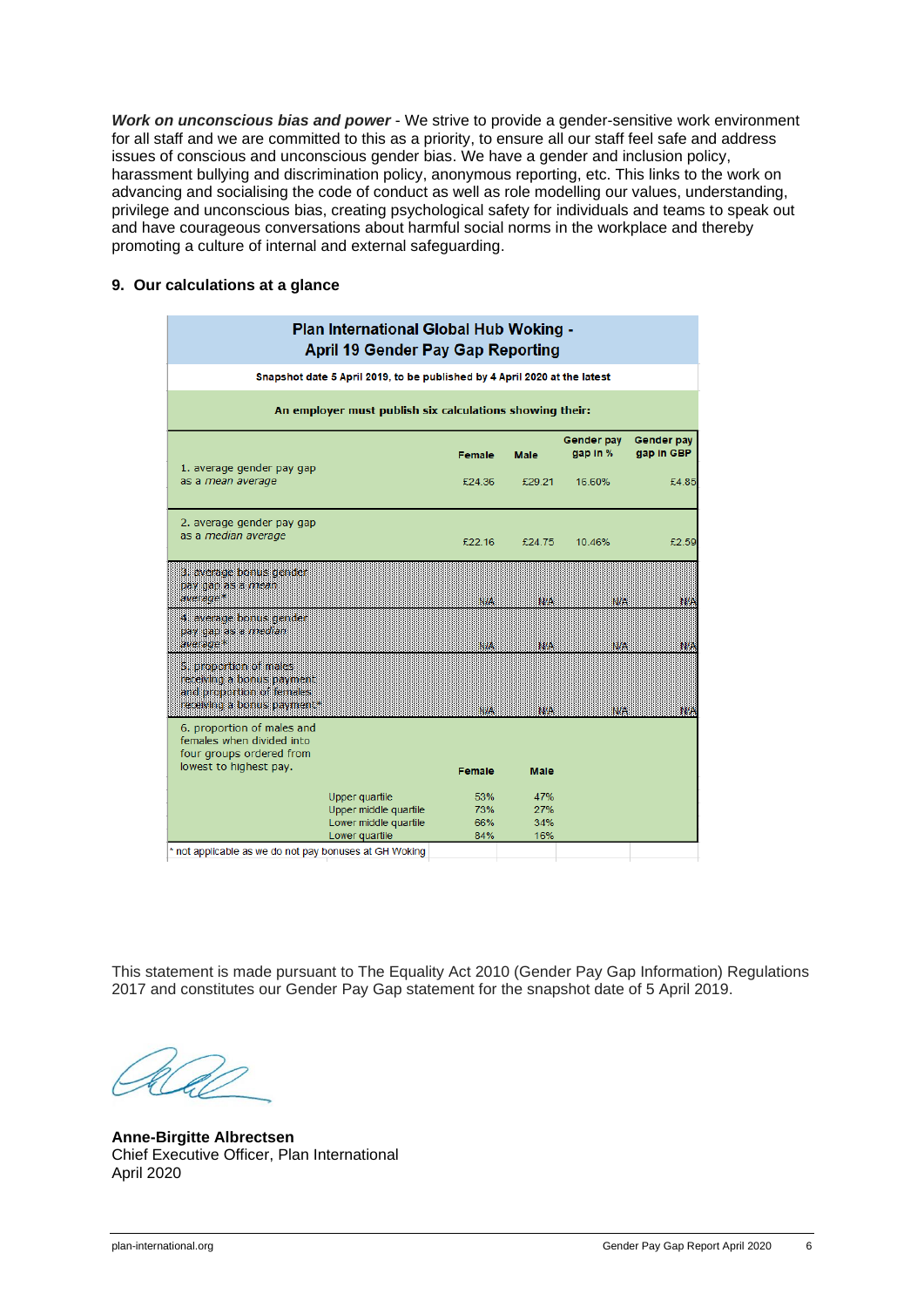***Work on unconscious bias and power*** - We strive to provide a gender-sensitive work environment for all staff and we are committed to this as a priority, to ensure all our staff feel safe and address issues of conscious and unconscious gender bias. We have a gender and inclusion policy, harassment bullying and discrimination policy, anonymous reporting, etc. This links to the work on advancing and socialising the code of conduct as well as role modelling our values, understanding, privilege and unconscious bias, creating psychological safety for individuals and teams to speak out and have courageous conversations about harmful social norms in the workplace and thereby promoting a culture of internal and external safeguarding.

## 9. Our calculations at a glance

**Plan International Global Hub Woking - April 19 Gender Pay Gap Reporting**

**Snapshot date 5 April 2019, to be published by 4 April 2020 at the latest**

**An employer must publish six calculations showing their:**

| | Female | Male | Gender pay gap in % | Gender pay gap in GBP |
|---|---|---|---|---|
| 1. average gender pay gap as a *mean* average | £24.36 | £29.21 | 16.60% | £4.85 |
| 2. average gender pay gap as a *median* average | £22.16 | £24.75 | 10.46% | £2.59 |
| 3. average bonus gender pay gap as a *mean* average* | N/A | N/A | N/A | N/A |
| 4. average bonus gender pay gap as a *median* average* | N/A | N/A | N/A | N/A |
| 5. proportion of males receiving a bonus payment and proportion of females receiving a bonus payment* | N/A | N/A | N/A | N/A |

| 6. proportion of males and females when divided into four groups ordered from lowest to highest pay. | Female | Male |
|---|---|---|
| Upper quartile | 53% | 47% |
| Upper middle quartile | 73% | 27% |
| Lower middle quartile | 66% | 34% |
| Lower quartile | 84% | 16% |

\* not applicable as we do not pay bonuses at GH Woking

This statement is made pursuant to The Equality Act 2010 (Gender Pay Gap Information) Regulations 2017 and constitutes our Gender Pay Gap statement for the snapshot date of 5 April 2019.

**Anne-Birgitte Albrectsen**
Chief Executive Officer, Plan International
April 2020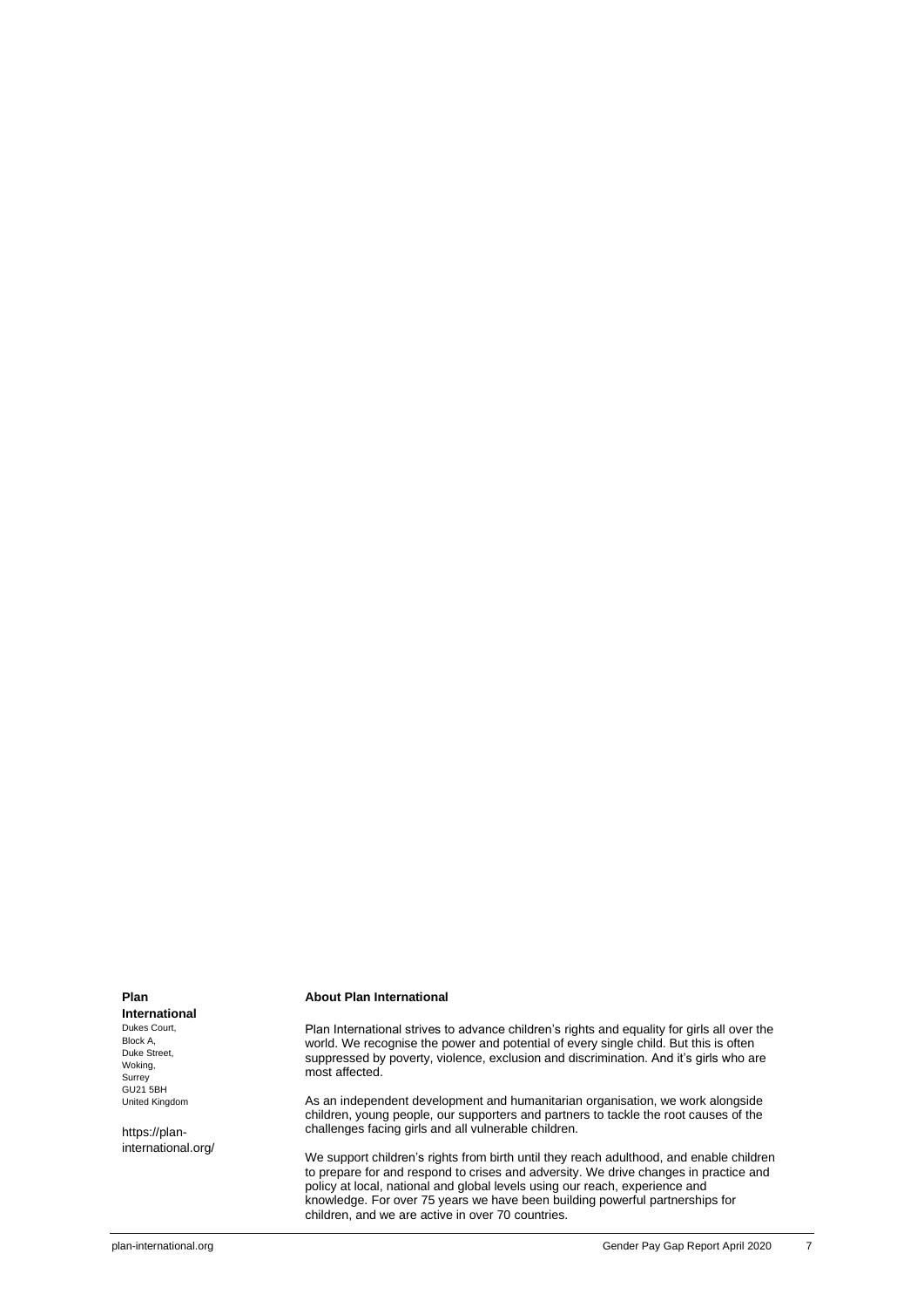**Plan International**

Dukes Court,
Block A,
Duke Street,
Woking,
Surrey
GU21 5BH
United Kingdom

https://plan-international.org/

**About Plan International**

Plan International strives to advance children's rights and equality for girls all over the world. We recognise the power and potential of every single child. But this is often suppressed by poverty, violence, exclusion and discrimination. And it's girls who are most affected.

As an independent development and humanitarian organisation, we work alongside children, young people, our supporters and partners to tackle the root causes of the challenges facing girls and all vulnerable children.

We support children's rights from birth until they reach adulthood, and enable children to prepare for and respond to crises and adversity. We drive changes in practice and policy at local, national and global levels using our reach, experience and knowledge. For over 75 years we have been building powerful partnerships for children, and we are active in over 70 countries.